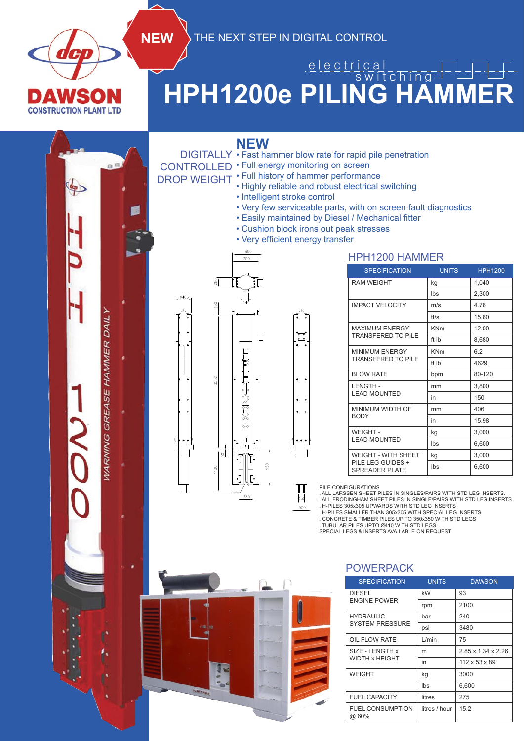DAWSON CONSTRUCTION PLANT LTD

NEW

THE NEXT STEP IN DIGITAL CONTROL

electrical switching

# HPH1200e PILING HAMMER

## NEW DIGITALLY CONTROLLED DROP WEIGHT

- Fast hammer blow rate for rapid pile penetration
- Full energy monitoring on screen
- Full history of hammer performance
- Highly reliable and robust electrical switching
- Intelligent stroke control
- Very few serviceable parts, with on screen fault diagnostics
- Easily maintained by Diesel / Mechanical fitter
- Cushion block irons out peak stresses
- Very efficient energy transfer

## HPH1200 HAMMER

| SPECIFICATION | UNITS | HPH1200 |
|---|---|---|
| RAM WEIGHT | kg | 1,040 |
| | lbs | 2,300 |
| IMPACT VELOCITY | m/s | 4.76 |
| | ft/s | 15.60 |
| MAXIMUM ENERGY TRANSFERED TO PILE | KNm | 12.00 |
| | ft lb | 8,680 |
| MINIMUM ENERGY TRANSFERED TO PILE | KNm | 6.2 |
| | ft lb | 4629 |
| BLOW RATE | bpm | 80-120 |
| LENGTH - LEAD MOUNTED | mm | 3,800 |
| | in | 150 |
| MINIMUM WIDTH OF BODY | mm | 406 |
| | in | 15.98 |
| WEIGHT - LEAD MOUNTED | kg | 3,000 |
| | lbs | 6,600 |
| WEIGHT - WITH SHEET PILE LEG GUIDES + SPREADER PLATE | kg | 3,000 |
| | lbs | 6,600 |

PILE CONFIGURATIONS
. ALL LARSSEN SHEET PILES IN SINGLES/PAIRS WITH STD LEG INSERTS.
. ALL FRODINGHAM SHEET PILES IN SINGLE/PAIRS WITH STD LEG INSERTS.
. H-PILES 305x305 UPWARDS WITH STD LEG INSERTS
. H-PILES SMALLER THAN 305x305 WITH SPECIAL LEG INSERTS.
. CONCRETE & TIMBER PILES UP TO 350x350 WITH STD LEGS
. TUBULAR PILES UPTO Ø410 WITH STD LEGS
SPECIAL LEGS & INSERTS AVAILABLE ON REQUEST

## POWERPACK

| SPECIFICATION | UNITS | DAWSON |
|---|---|---|
| DIESEL ENGINE POWER | kW | 93 |
| | rpm | 2100 |
| HYDRAULIC SYSTEM PRESSURE | bar | 240 |
| | psi | 3480 |
| OIL FLOW RATE | L/min | 75 |
| SIZE - LENGTH x WIDTH x HEIGHT | m | 2.85 x 1.34 x 2.26 |
| | in | 112 x 53 x 89 |
| WEIGHT | kg | 3000 |
| | lbs | 6,600 |
| FUEL CAPACITY | litres | 275 |
| FUEL CONSUMPTION @ 60% | litres / hour | 15.2 |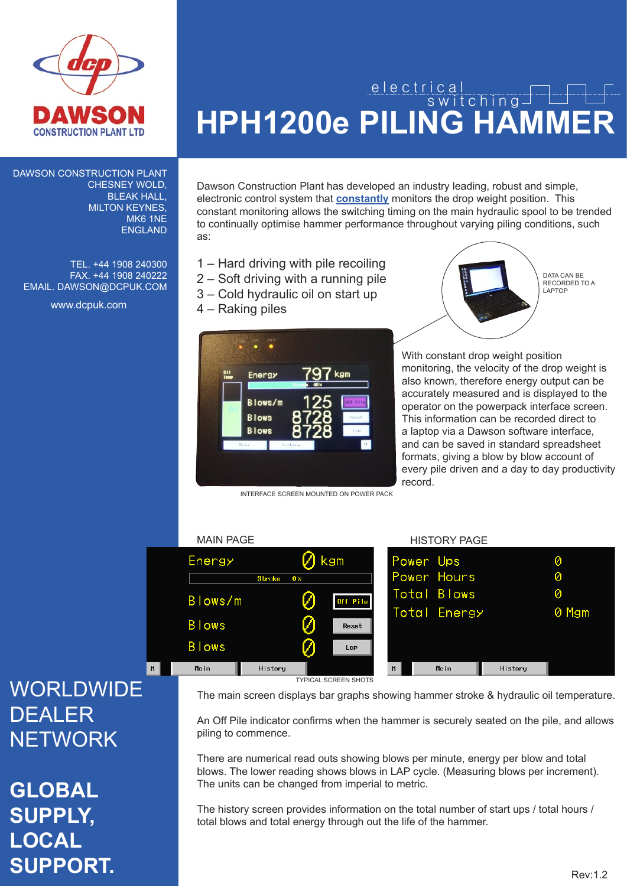DAWSON CONSTRUCTION PLANT LTD

electrical switching

# HPH1200e PILING HAMMER

DAWSON CONSTRUCTION PLANT
CHESNEY WOLD,
BLEAK HALL,
MILTON KEYNES,
MK6 1NE
ENGLAND

TEL. +44 1908 240300
FAX. +44 1908 240222
EMAIL. DAWSON@DCPUK.COM
www.dcpuk.com

Dawson Construction Plant has developed an industry leading, robust and simple, electronic control system that **constantly** monitors the drop weight position. This constant monitoring allows the switching timing on the main hydraulic spool to be trended to continually optimise hammer performance throughout varying piling conditions, such as:

1 – Hard driving with pile recoiling
2 – Soft driving with a running pile
3 – Cold hydraulic oil on start up
4 – Raking piles

DATA CAN BE RECORDED TO A LAPTOP

INTERFACE SCREEN MOUNTED ON POWER PACK

With constant drop weight position monitoring, the velocity of the drop weight is also known, therefore energy output can be accurately measured and is displayed to the operator on the powerpack interface screen. This information can be recorded direct to a laptop via a Dawson software interface, and can be saved in standard spreadsheet formats, giving a blow by blow account of every pile driven and a day to day productivity record.

MAIN PAGE

HISTORY PAGE

TYPICAL SCREEN SHOTS

The main screen displays bar graphs showing hammer stroke & hydraulic oil temperature.

An Off Pile indicator confirms when the hammer is securely seated on the pile, and allows piling to commence.

There are numerical read outs showing blows per minute, energy per blow and total blows. The lower reading shows blows in LAP cycle. (Measuring blows per increment). The units can be changed from imperial to metric.

The history screen provides information on the total number of start ups / total hours / total blows and total energy through out the life of the hammer.

WORLDWIDE DEALER NETWORK

**GLOBAL SUPPLY, LOCAL SUPPORT.**

Rev:1.2